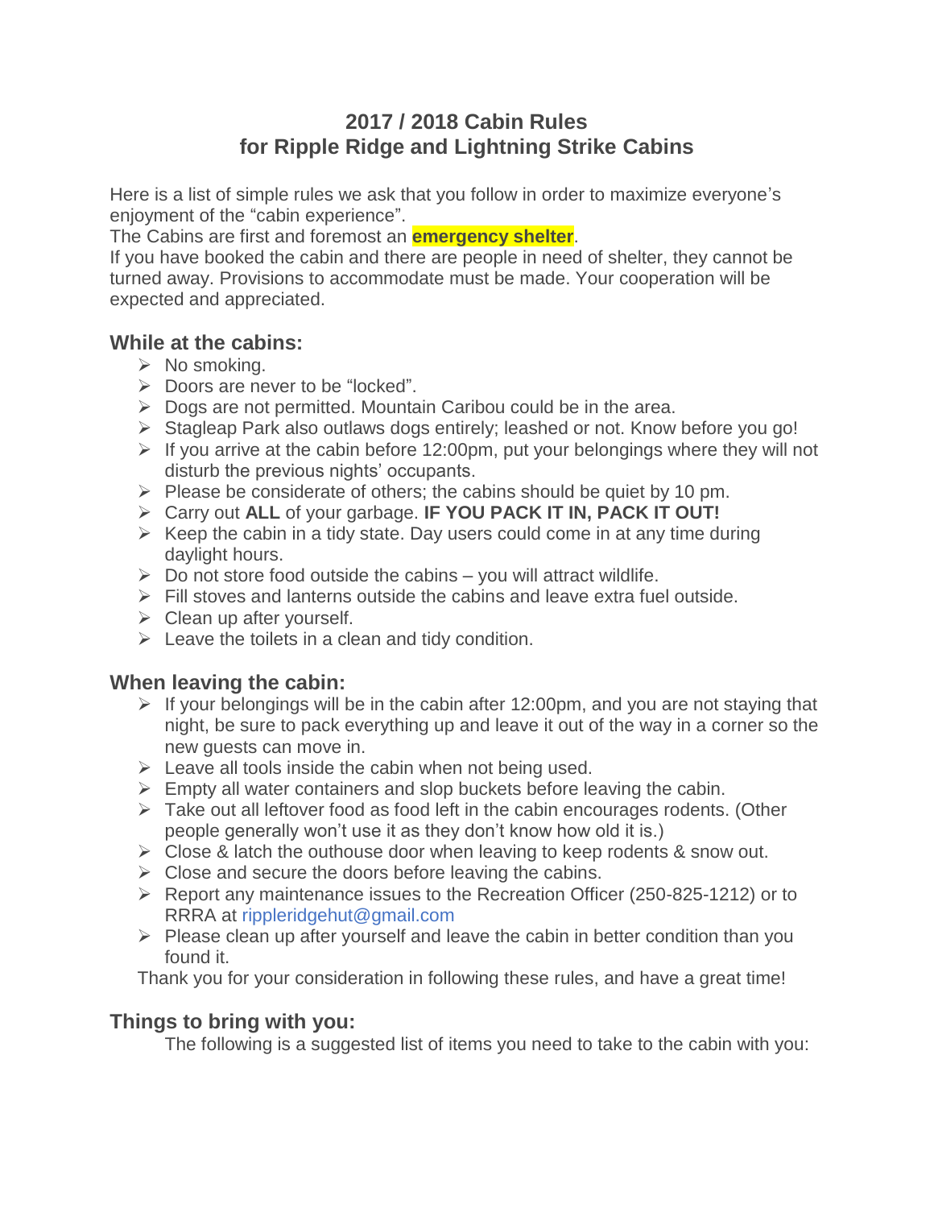# 2017 / 2018 Cabin Rules for Ripple Ridge and Lightning Strike Cabins

Here is a list of simple rules we ask that you follow in order to maximize everyone's enjoyment of the "cabin experience".

The Cabins are first and foremost an **emergency shelter**.

If you have booked the cabin and there are people in need of shelter, they cannot be turned away. Provisions to accommodate must be made. Your cooperation will be expected and appreciated.

## While at the cabins:

- No smoking.
- Doors are never to be "locked".
- Dogs are not permitted. Mountain Caribou could be in the area.
- Stagleap Park also outlaws dogs entirely; leashed or not. Know before you go!
- If you arrive at the cabin before 12:00pm, put your belongings where they will not disturb the previous nights' occupants.
- Please be considerate of others; the cabins should be quiet by 10 pm.
- Carry out **ALL** of your garbage. **IF YOU PACK IT IN, PACK IT OUT!**
- Keep the cabin in a tidy state. Day users could come in at any time during daylight hours.
- Do not store food outside the cabins – you will attract wildlife.
- Fill stoves and lanterns outside the cabins and leave extra fuel outside.
- Clean up after yourself.
- Leave the toilets in a clean and tidy condition.

## When leaving the cabin:

- If your belongings will be in the cabin after 12:00pm, and you are not staying that night, be sure to pack everything up and leave it out of the way in a corner so the new guests can move in.
- Leave all tools inside the cabin when not being used.
- Empty all water containers and slop buckets before leaving the cabin.
- Take out all leftover food as food left in the cabin encourages rodents. (Other people generally won't use it as they don't know how old it is.)
- Close & latch the outhouse door when leaving to keep rodents & snow out.
- Close and secure the doors before leaving the cabins.
- Report any maintenance issues to the Recreation Officer (250-825-1212) or to RRRA at rippleridgehut@gmail.com
- Please clean up after yourself and leave the cabin in better condition than you found it.

Thank you for your consideration in following these rules, and have a great time!

## Things to bring with you:

The following is a suggested list of items you need to take to the cabin with you: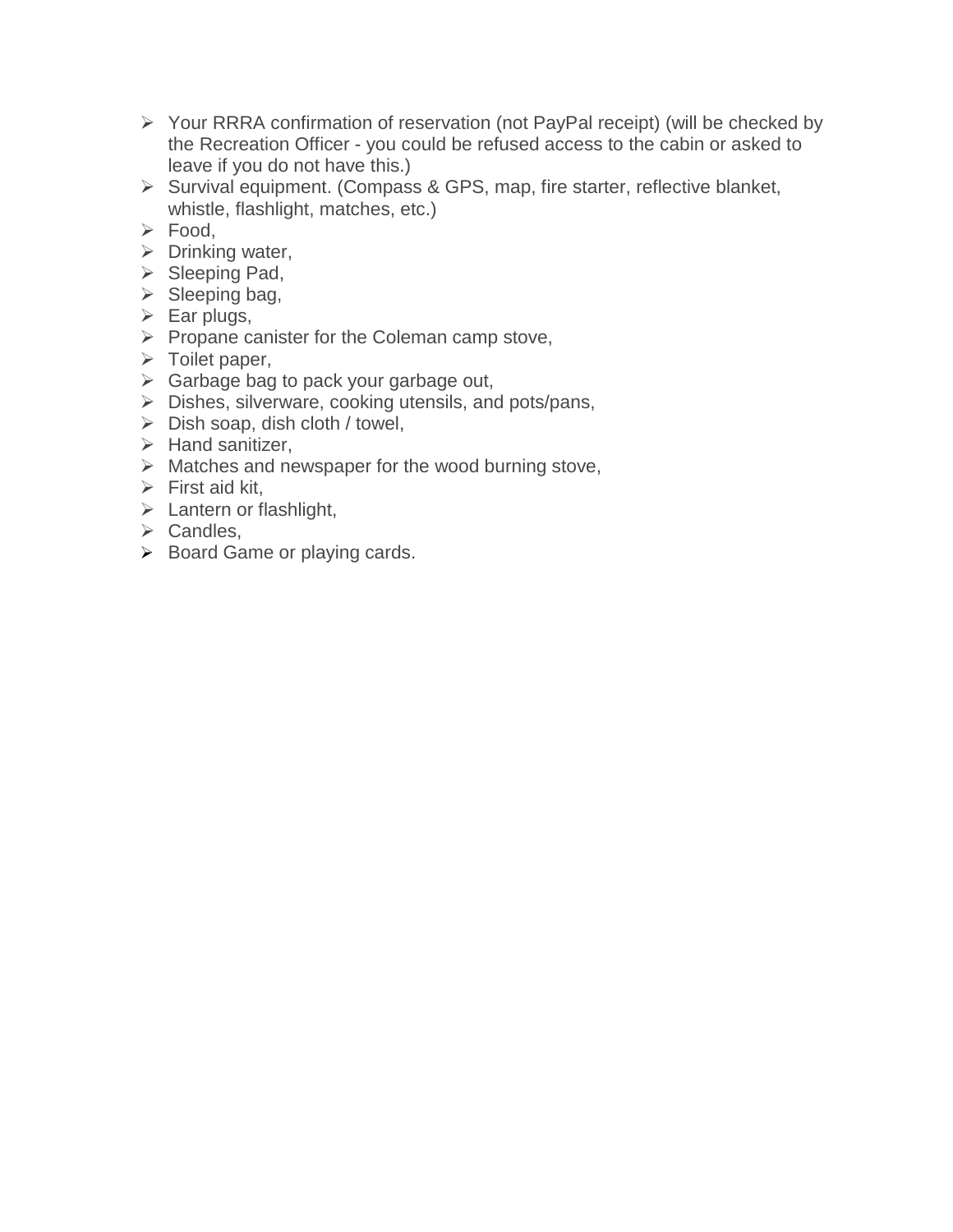- Your RRRA confirmation of reservation (not PayPal receipt) (will be checked by the Recreation Officer - you could be refused access to the cabin or asked to leave if you do not have this.)
- Survival equipment. (Compass & GPS, map, fire starter, reflective blanket, whistle, flashlight, matches, etc.)
- Food,
- Drinking water,
- Sleeping Pad,
- Sleeping bag,
- Ear plugs,
- Propane canister for the Coleman camp stove,
- Toilet paper,
- Garbage bag to pack your garbage out,
- Dishes, silverware, cooking utensils, and pots/pans,
- Dish soap, dish cloth / towel,
- Hand sanitizer,
- Matches and newspaper for the wood burning stove,
- First aid kit,
- Lantern or flashlight,
- Candles,
- Board Game or playing cards.